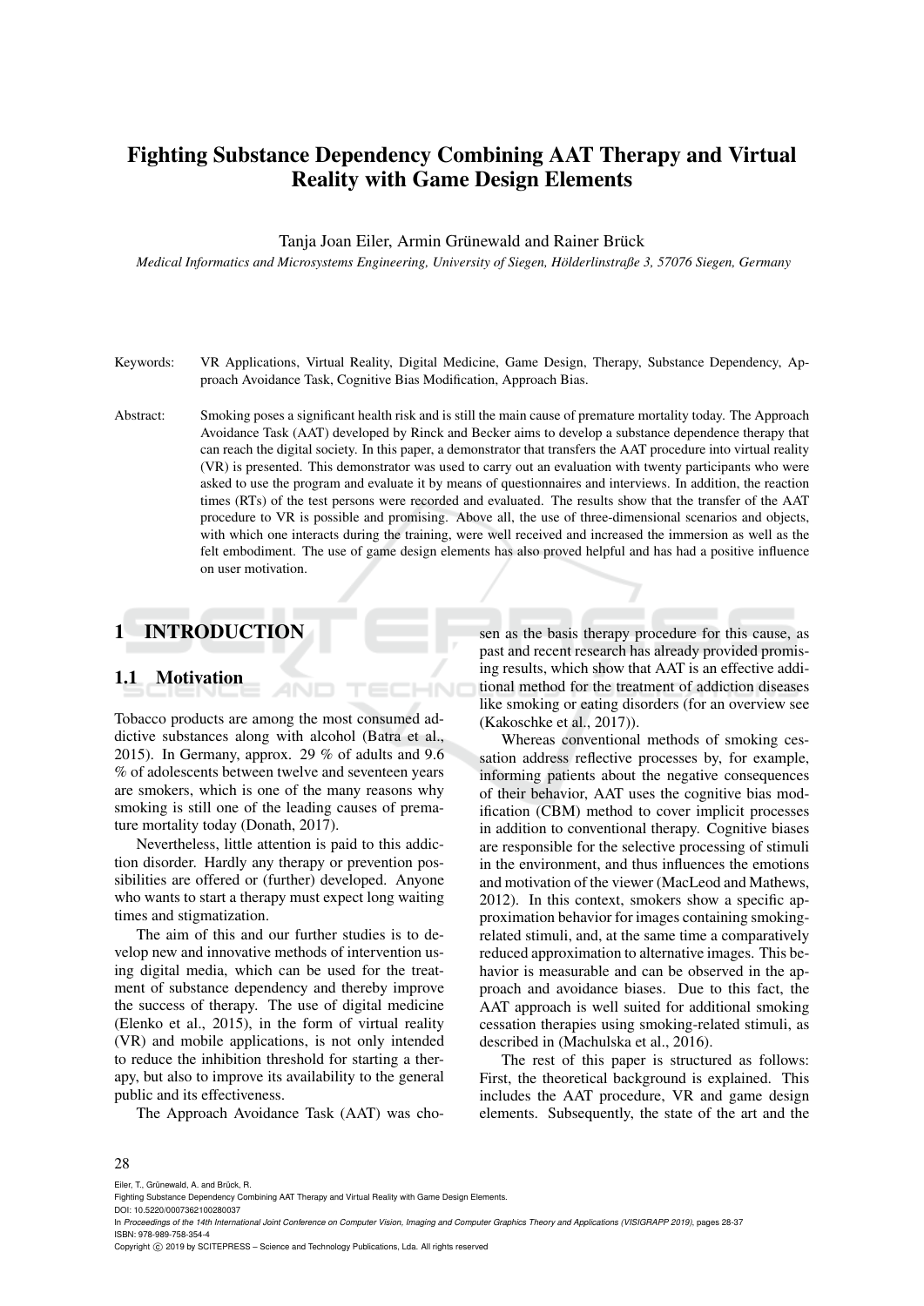# Fighting Substance Dependency Combining AAT Therapy and Virtual Reality with Game Design Elements

Tanja Joan Eiler, Armin Grünewald and Rainer Brück

*Medical Informatics and Microsystems Engineering, University of Siegen, Hölderlinstraße 3, 57076 Siegen, Germany*

Keywords: VR Applications, Virtual Reality, Digital Medicine, Game Design, Therapy, Substance Dependency, Approach Avoidance Task, Cognitive Bias Modification, Approach Bias.

Abstract: Smoking poses a significant health risk and is still the main cause of premature mortality today. The Approach Avoidance Task (AAT) developed by Rinck and Becker aims to develop a substance dependence therapy that can reach the digital society. In this paper, a demonstrator that transfers the AAT procedure into virtual reality (VR) is presented. This demonstrator was used to carry out an evaluation with twenty participants who were asked to use the program and evaluate it by means of questionnaires and interviews. In addition, the reaction times (RTs) of the test persons were recorded and evaluated. The results show that the transfer of the AAT procedure to VR is possible and promising. Above all, the use of three-dimensional scenarios and objects, with which one interacts during the training, were well received and increased the immersion as well as the felt embodiment. The use of game design elements has also proved helpful and has had a positive influence on user motivation.

## 1 INTRODUCTION

### 1.1 Motivation

Tobacco products are among the most consumed addictive substances along with alcohol (Batra et al., 2015). In Germany, approx. 29 % of adults and 9.6 % of adolescents between twelve and seventeen years are smokers, which is one of the many reasons why smoking is still one of the leading causes of premature mortality today (Donath, 2017).

Nevertheless, little attention is paid to this addiction disorder. Hardly any therapy or prevention possibilities are offered or (further) developed. Anyone who wants to start a therapy must expect long waiting times and stigmatization.

The aim of this and our further studies is to develop new and innovative methods of intervention using digital media, which can be used for the treatment of substance dependency and thereby improve the success of therapy. The use of digital medicine (Elenko et al., 2015), in the form of virtual reality (VR) and mobile applications, is not only intended to reduce the inhibition threshold for starting a therapy, but also to improve its availability to the general public and its effectiveness.

The Approach Avoidance Task (AAT) was chosen as the basis therapy procedure for this cause, as past and recent research has already provided promising results, which show that AAT is an effective additional method for the treatment of addiction diseases like smoking or eating disorders (for an overview see (Kakoschke et al., 2017)).

Whereas conventional methods of smoking cessation address reflective processes by, for example, informing patients about the negative consequences of their behavior, AAT uses the cognitive bias modification (CBM) method to cover implicit processes in addition to conventional therapy. Cognitive biases are responsible for the selective processing of stimuli in the environment, and thus influences the emotions and motivation of the viewer (MacLeod and Mathews, 2012). In this context, smokers show a specific approximation behavior for images containing smoking-related stimuli, and, at the same time a comparatively reduced approximation to alternative images. This behavior is measurable and can be observed in the approach and avoidance biases. Due to this fact, the AAT approach is well suited for additional smoking cessation therapies using smoking-related stimuli, as described in (Machulska et al., 2016).

The rest of this paper is structured as follows: First, the theoretical background is explained. This includes the AAT procedure, VR and game design elements. Subsequently, the state of the art and the

Eiler, T., Grünewald, A. and Brück, R.
Fighting Substance Dependency Combining AAT Therapy and Virtual Reality with Game Design Elements.
DOI: 10.5220/0007362100280037
In *Proceedings of the 14th International Joint Conference on Computer Vision, Imaging and Computer Graphics Theory and Applications (VISIGRAPP 2019)*, pages 28-37
ISBN: 978-989-758-354-4
Copyright © 2019 by SCITEPRESS – Science and Technology Publications, Lda. All rights reserved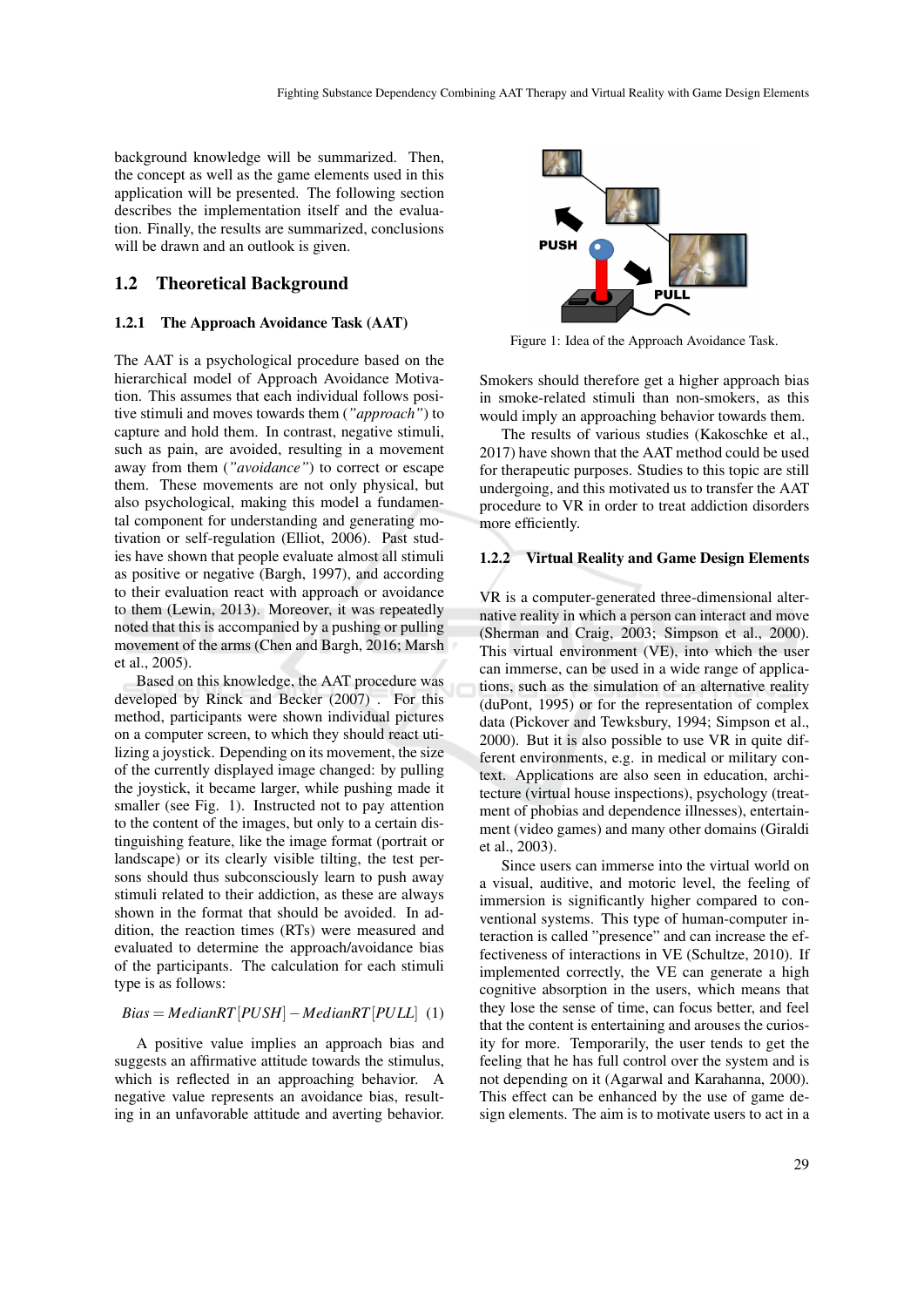background knowledge will be summarized. Then, the concept as well as the game elements used in this application will be presented. The following section describes the implementation itself and the evaluation. Finally, the results are summarized, conclusions will be drawn and an outlook is given.

## 1.2 Theoretical Background

### 1.2.1 The Approach Avoidance Task (AAT)

The AAT is a psychological procedure based on the hierarchical model of Approach Avoidance Motivation. This assumes that each individual follows positive stimuli and moves towards them (*"approach"*) to capture and hold them. In contrast, negative stimuli, such as pain, are avoided, resulting in a movement away from them (*"avoidance"*) to correct or escape them. These movements are not only physical, but also psychological, making this model a fundamental component for understanding and generating motivation or self-regulation (Elliot, 2006). Past studies have shown that people evaluate almost all stimuli as positive or negative (Bargh, 1997), and according to their evaluation react with approach or avoidance to them (Lewin, 2013). Moreover, it was repeatedly noted that this is accompanied by a pushing or pulling movement of the arms (Chen and Bargh, 2016; Marsh et al., 2005).

Based on this knowledge, the AAT procedure was developed by Rinck and Becker (2007) . For this method, participants were shown individual pictures on a computer screen, to which they should react utilizing a joystick. Depending on its movement, the size of the currently displayed image changed: by pulling the joystick, it became larger, while pushing made it smaller (see Fig. 1). Instructed not to pay attention to the content of the images, but only to a certain distinguishing feature, like the image format (portrait or landscape) or its clearly visible tilting, the test persons should thus subconsciously learn to push away stimuli related to their addiction, as these are always shown in the format that should be avoided. In addition, the reaction times (RTs) were measured and evaluated to determine the approach/avoidance bias of the participants. The calculation for each stimuli type is as follows:

$$Bias = MedianRT[PUSH] - MedianRT[PULL] \quad (1)$$

A positive value implies an approach bias and suggests an affirmative attitude towards the stimulus, which is reflected in an approaching behavior. A negative value represents an avoidance bias, resulting in an unfavorable attitude and averting behavior.

Figure 1: Idea of the Approach Avoidance Task.

Smokers should therefore get a higher approach bias in smoke-related stimuli than non-smokers, as this would imply an approaching behavior towards them.

The results of various studies (Kakoschke et al., 2017) have shown that the AAT method could be used for therapeutic purposes. Studies to this topic are still undergoing, and this motivated us to transfer the AAT procedure to VR in order to treat addiction disorders more efficiently.

### 1.2.2 Virtual Reality and Game Design Elements

VR is a computer-generated three-dimensional alternative reality in which a person can interact and move (Sherman and Craig, 2003; Simpson et al., 2000). This virtual environment (VE), into which the user can immerse, can be used in a wide range of applications, such as the simulation of an alternative reality (duPont, 1995) or for the representation of complex data (Pickover and Tewksbury, 1994; Simpson et al., 2000). But it is also possible to use VR in quite different environments, e.g. in medical or military context. Applications are also seen in education, architecture (virtual house inspections), psychology (treatment of phobias and dependence illnesses), entertainment (video games) and many other domains (Giraldi et al., 2003).

Since users can immerse into the virtual world on a visual, auditive, and motoric level, the feeling of immersion is significantly higher compared to conventional systems. This type of human-computer interaction is called "presence" and can increase the effectiveness of interactions in VE (Schultze, 2010). If implemented correctly, the VE can generate a high cognitive absorption in the users, which means that they lose the sense of time, can focus better, and feel that the content is entertaining and arouses the curiosity for more. Temporarily, the user tends to get the feeling that he has full control over the system and is not depending on it (Agarwal and Karahanna, 2000). This effect can be enhanced by the use of game design elements. The aim is to motivate users to act in a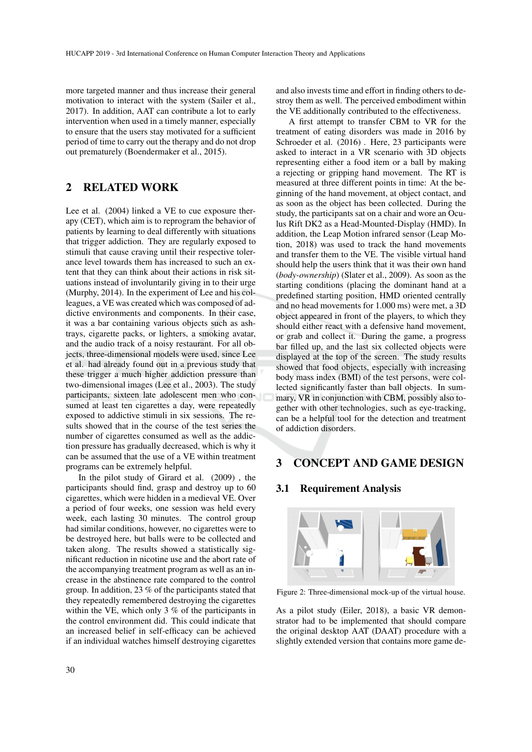more targeted manner and thus increase their general motivation to interact with the system (Sailer et al., 2017). In addition, AAT can contribute a lot to early intervention when used in a timely manner, especially to ensure that the users stay motivated for a sufficient period of time to carry out the therapy and do not drop out prematurely (Boendermaker et al., 2015).

## 2 RELATED WORK

Lee et al. (2004) linked a VE to cue exposure therapy (CET), which aim is to reprogram the behavior of patients by learning to deal differently with situations that trigger addiction. They are regularly exposed to stimuli that cause craving until their respective tolerance level towards them has increased to such an extent that they can think about their actions in risk situations instead of involuntarily giving in to their urge (Murphy, 2014). In the experiment of Lee and his colleagues, a VE was created which was composed of addictive environments and components. In their case, it was a bar containing various objects such as ashtrays, cigarette packs, or lighters, a smoking avatar, and the audio track of a noisy restaurant. For all objects, three-dimensional models were used, since Lee et al. had already found out in a previous study that these trigger a much higher addiction pressure than two-dimensional images (Lee et al., 2003). The study participants, sixteen late adolescent men who consumed at least ten cigarettes a day, were repeatedly exposed to addictive stimuli in six sessions. The results showed that in the course of the test series the number of cigarettes consumed as well as the addiction pressure has gradually decreased, which is why it can be assumed that the use of a VE within treatment programs can be extremely helpful.

In the pilot study of Girard et al. (2009) , the participants should find, grasp and destroy up to 60 cigarettes, which were hidden in a medieval VE. Over a period of four weeks, one session was held every week, each lasting 30 minutes. The control group had similar conditions, however, no cigarettes were to be destroyed here, but balls were to be collected and taken along. The results showed a statistically significant reduction in nicotine use and the abort rate of the accompanying treatment program as well as an increase in the abstinence rate compared to the control group. In addition, 23 % of the participants stated that they repeatedly remembered destroying the cigarettes within the VE, which only 3 % of the participants in the control environment did. This could indicate that an increased belief in self-efficacy can be achieved if an individual watches himself destroying cigarettes and also invests time and effort in finding others to destroy them as well. The perceived embodiment within the VE additionally contributed to the effectiveness.

A first attempt to transfer CBM to VR for the treatment of eating disorders was made in 2016 by Schroeder et al. (2016) . Here, 23 participants were asked to interact in a VR scenario with 3D objects representing either a food item or a ball by making a rejecting or gripping hand movement. The RT is measured at three different points in time: At the beginning of the hand movement, at object contact, and as soon as the object has been collected. During the study, the participants sat on a chair and wore an Oculus Rift DK2 as a Head-Mounted-Display (HMD). In addition, the Leap Motion infrared sensor (Leap Motion, 2018) was used to track the hand movements and transfer them to the VE. The visible virtual hand should help the users think that it was their own hand (*body-ownership*) (Slater et al., 2009). As soon as the starting conditions (placing the dominant hand at a predefined starting position, HMD oriented centrally and no head movements for 1.000 ms) were met, a 3D object appeared in front of the players, to which they should either react with a defensive hand movement, or grab and collect it. During the game, a progress bar filled up, and the last six collected objects were displayed at the top of the screen. The study results showed that food objects, especially with increasing body mass index (BMI) of the test persons, were collected significantly faster than ball objects. In summary, VR in conjunction with CBM, possibly also together with other technologies, such as eye-tracking, can be a helpful tool for the detection and treatment of addiction disorders.

## 3 CONCEPT AND GAME DESIGN

### 3.1 Requirement Analysis

Figure 2: Three-dimensional mock-up of the virtual house.

As a pilot study (Eiler, 2018), a basic VR demonstrator had to be implemented that should compare the original desktop AAT (DAAT) procedure with a slightly extended version that contains more game de-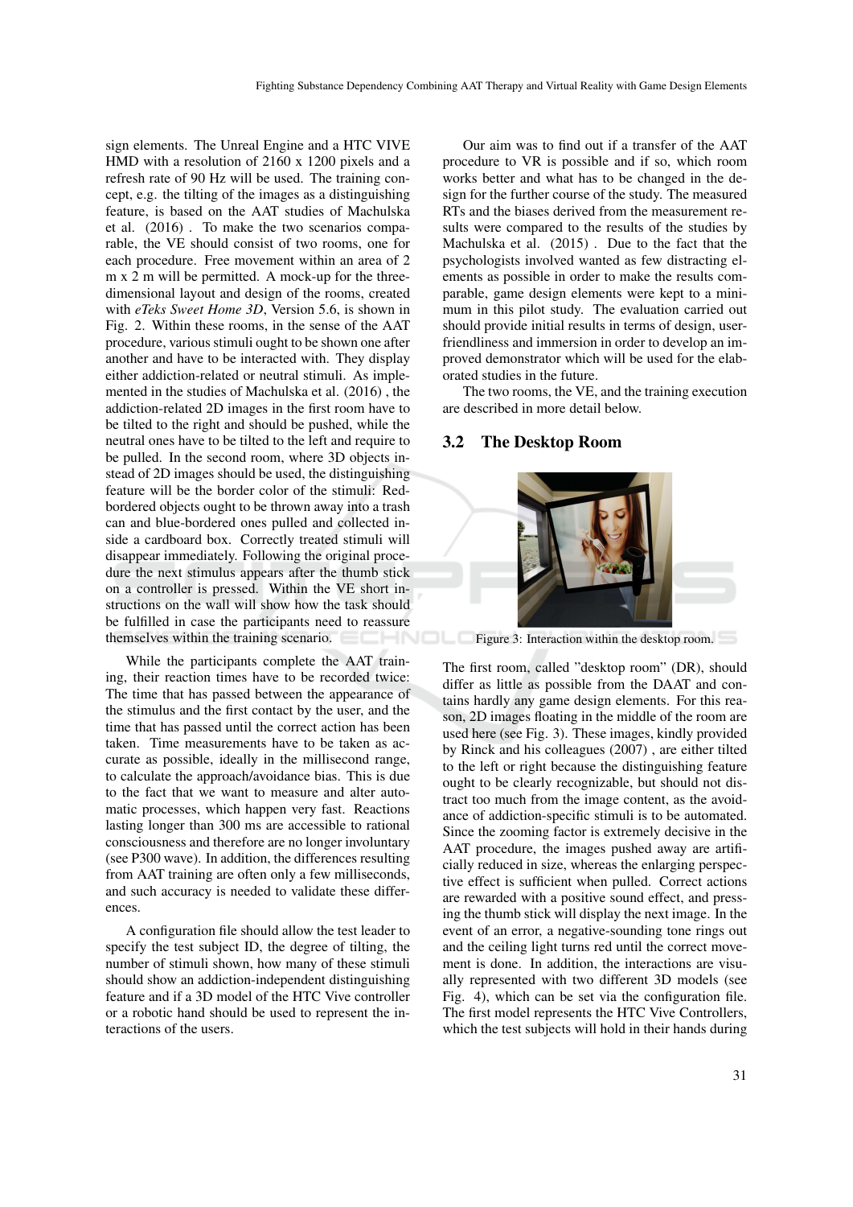sign elements. The Unreal Engine and a HTC VIVE HMD with a resolution of 2160 x 1200 pixels and a refresh rate of 90 Hz will be used. The training concept, e.g. the tilting of the images as a distinguishing feature, is based on the AAT studies of Machulska et al. (2016) . To make the two scenarios comparable, the VE should consist of two rooms, one for each procedure. Free movement within an area of 2 m x 2 m will be permitted. A mock-up for the three-dimensional layout and design of the rooms, created with *eTeks Sweet Home 3D*, Version 5.6, is shown in Fig. 2. Within these rooms, in the sense of the AAT procedure, various stimuli ought to be shown one after another and have to be interacted with. They display either addiction-related or neutral stimuli. As implemented in the studies of Machulska et al. (2016) , the addiction-related 2D images in the first room have to be tilted to the right and should be pushed, while the neutral ones have to be tilted to the left and require to be pulled. In the second room, where 3D objects instead of 2D images should be used, the distinguishing feature will be the border color of the stimuli: Red-bordered objects ought to be thrown away into a trash can and blue-bordered ones pulled and collected inside a cardboard box. Correctly treated stimuli will disappear immediately. Following the original procedure the next stimulus appears after the thumb stick on a controller is pressed. Within the VE short instructions on the wall will show how the task should be fulfilled in case the participants need to reassure themselves within the training scenario.

While the participants complete the AAT training, their reaction times have to be recorded twice: The time that has passed between the appearance of the stimulus and the first contact by the user, and the time that has passed until the correct action has been taken. Time measurements have to be taken as accurate as possible, ideally in the millisecond range, to calculate the approach/avoidance bias. This is due to the fact that we want to measure and alter automatic processes, which happen very fast. Reactions lasting longer than 300 ms are accessible to rational consciousness and therefore are no longer involuntary (see P300 wave). In addition, the differences resulting from AAT training are often only a few milliseconds, and such accuracy is needed to validate these differences.

A configuration file should allow the test leader to specify the test subject ID, the degree of tilting, the number of stimuli shown, how many of these stimuli should show an addiction-independent distinguishing feature and if a 3D model of the HTC Vive controller or a robotic hand should be used to represent the interactions of the users.

Our aim was to find out if a transfer of the AAT procedure to VR is possible and if so, which room works better and what has to be changed in the design for the further course of the study. The measured RTs and the biases derived from the measurement results were compared to the results of the studies by Machulska et al. (2015) . Due to the fact that the psychologists involved wanted as few distracting elements as possible in order to make the results comparable, game design elements were kept to a minimum in this pilot study. The evaluation carried out should provide initial results in terms of design, user-friendliness and immersion in order to develop an improved demonstrator which will be used for the elaborated studies in the future.

The two rooms, the VE, and the training execution are described in more detail below.

### 3.2 The Desktop Room

Figure 3: Interaction within the desktop room.

The first room, called "desktop room" (DR), should differ as little as possible from the DAAT and contains hardly any game design elements. For this reason, 2D images floating in the middle of the room are used here (see Fig. 3). These images, kindly provided by Rinck and his colleagues (2007) , are either tilted to the left or right because the distinguishing feature ought to be clearly recognizable, but should not distract too much from the image content, as the avoidance of addiction-specific stimuli is to be automated. Since the zooming factor is extremely decisive in the AAT procedure, the images pushed away are artificially reduced in size, whereas the enlarging perspective effect is sufficient when pulled. Correct actions are rewarded with a positive sound effect, and pressing the thumb stick will display the next image. In the event of an error, a negative-sounding tone rings out and the ceiling light turns red until the correct movement is done. In addition, the interactions are visually represented with two different 3D models (see Fig. 4), which can be set via the configuration file. The first model represents the HTC Vive Controllers, which the test subjects will hold in their hands during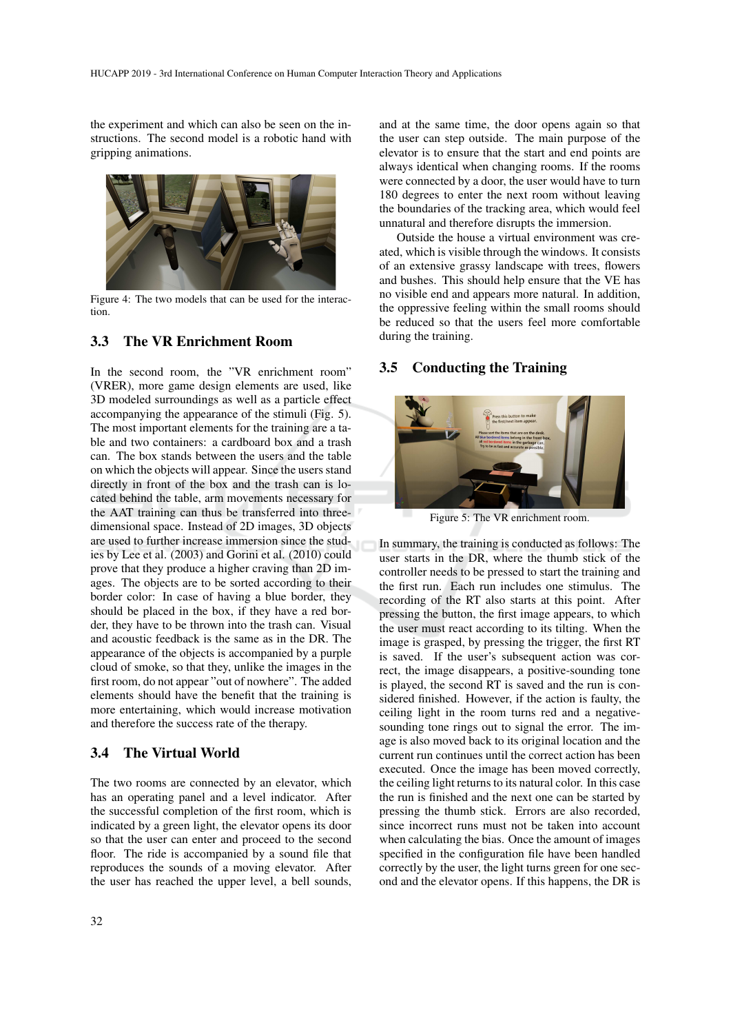the experiment and which can also be seen on the instructions. The second model is a robotic hand with gripping animations.

Figure 4: The two models that can be used for the interaction.

### 3.3 The VR Enrichment Room

In the second room, the "VR enrichment room" (VRER), more game design elements are used, like 3D modeled surroundings as well as a particle effect accompanying the appearance of the stimuli (Fig. 5). The most important elements for the training are a table and two containers: a cardboard box and a trash can. The box stands between the users and the table on which the objects will appear. Since the users stand directly in front of the box and the trash can is located behind the table, arm movements necessary for the AAT training can thus be transferred into three-dimensional space. Instead of 2D images, 3D objects are used to further increase immersion since the studies by Lee et al. (2003) and Gorini et al. (2010) could prove that they produce a higher craving than 2D images. The objects are to be sorted according to their border color: In case of having a blue border, they should be placed in the box, if they have a red border, they have to be thrown into the trash can. Visual and acoustic feedback is the same as in the DR. The appearance of the objects is accompanied by a purple cloud of smoke, so that they, unlike the images in the first room, do not appear "out of nowhere". The added elements should have the benefit that the training is more entertaining, which would increase motivation and therefore the success rate of the therapy.

### 3.4 The Virtual World

The two rooms are connected by an elevator, which has an operating panel and a level indicator. After the successful completion of the first room, which is indicated by a green light, the elevator opens its door so that the user can enter and proceed to the second floor. The ride is accompanied by a sound file that reproduces the sounds of a moving elevator. After the user has reached the upper level, a bell sounds, and at the same time, the door opens again so that the user can step outside. The main purpose of the elevator is to ensure that the start and end points are always identical when changing rooms. If the rooms were connected by a door, the user would have to turn 180 degrees to enter the next room without leaving the boundaries of the tracking area, which would feel unnatural and therefore disrupts the immersion.

Outside the house a virtual environment was created, which is visible through the windows. It consists of an extensive grassy landscape with trees, flowers and bushes. This should help ensure that the VE has no visible end and appears more natural. In addition, the oppressive feeling within the small rooms should be reduced so that the users feel more comfortable during the training.

### 3.5 Conducting the Training

Figure 5: The VR enrichment room.

In summary, the training is conducted as follows: The user starts in the DR, where the thumb stick of the controller needs to be pressed to start the training and the first run. Each run includes one stimulus. The recording of the RT also starts at this point. After pressing the button, the first image appears, to which the user must react according to its tilting. When the image is grasped, by pressing the trigger, the first RT is saved. If the user's subsequent action was correct, the image disappears, a positive-sounding tone is played, the second RT is saved and the run is considered finished. However, if the action is faulty, the ceiling light in the room turns red and a negative-sounding tone rings out to signal the error. The image is also moved back to its original location and the current run continues until the correct action has been executed. Once the image has been moved correctly, the ceiling light returns to its natural color. In this case the run is finished and the next one can be started by pressing the thumb stick. Errors are also recorded, since incorrect runs must not be taken into account when calculating the bias. Once the amount of images specified in the configuration file have been handled correctly by the user, the light turns green for one second and the elevator opens. If this happens, the DR is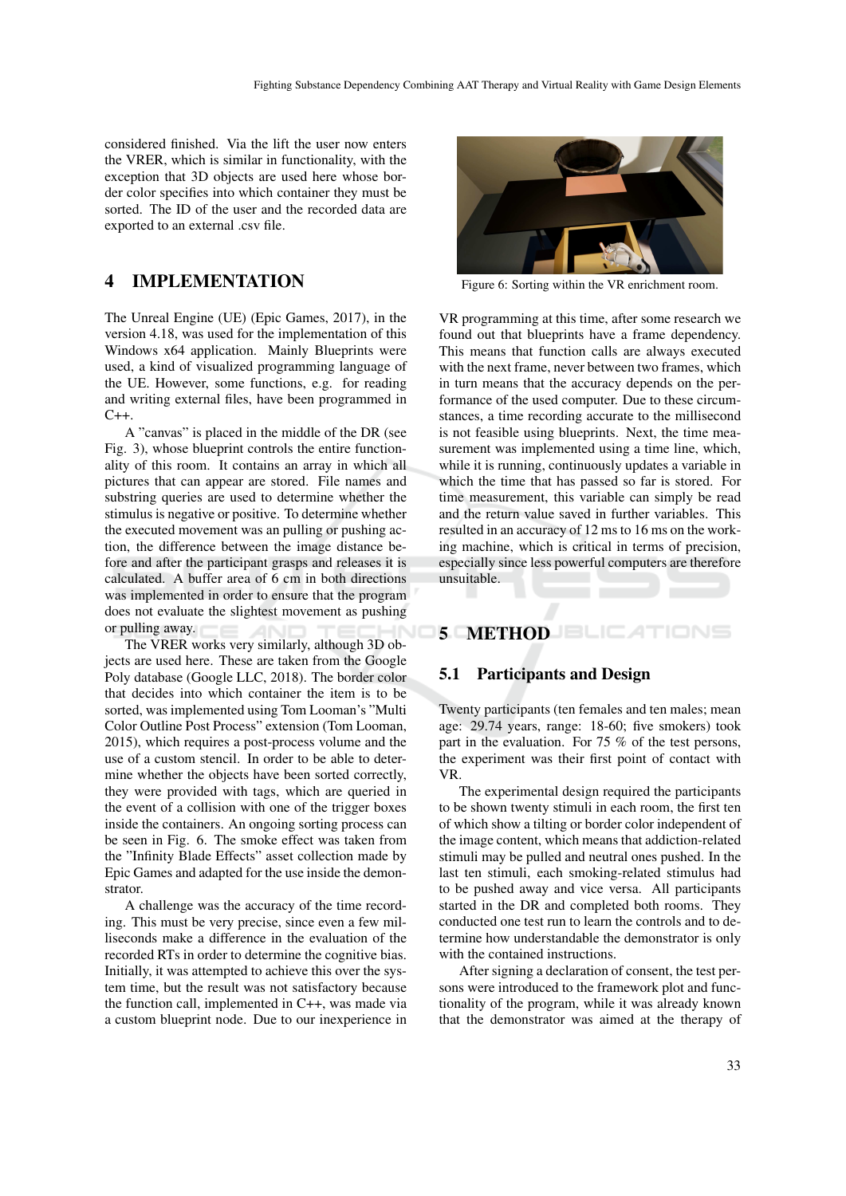considered finished. Via the lift the user now enters the VRER, which is similar in functionality, with the exception that 3D objects are used here whose border color specifies into which container they must be sorted. The ID of the user and the recorded data are exported to an external .csv file.

## 4 IMPLEMENTATION

The Unreal Engine (UE) (Epic Games, 2017), in the version 4.18, was used for the implementation of this Windows x64 application. Mainly Blueprints were used, a kind of visualized programming language of the UE. However, some functions, e.g. for reading and writing external files, have been programmed in C++.

A "canvas" is placed in the middle of the DR (see Fig. 3), whose blueprint controls the entire functionality of this room. It contains an array in which all pictures that can appear are stored. File names and substring queries are used to determine whether the stimulus is negative or positive. To determine whether the executed movement was an pulling or pushing action, the difference between the image distance before and after the participant grasps and releases it is calculated. A buffer area of 6 cm in both directions was implemented in order to ensure that the program does not evaluate the slightest movement as pushing or pulling away.

The VRER works very similarly, although 3D objects are used here. These are taken from the Google Poly database (Google LLC, 2018). The border color that decides into which container the item is to be sorted, was implemented using Tom Looman's "Multi Color Outline Post Process" extension (Tom Looman, 2015), which requires a post-process volume and the use of a custom stencil. In order to be able to determine whether the objects have been sorted correctly, they were provided with tags, which are queried in the event of a collision with one of the trigger boxes inside the containers. An ongoing sorting process can be seen in Fig. 6. The smoke effect was taken from the "Infinity Blade Effects" asset collection made by Epic Games and adapted for the use inside the demonstrator.

Figure 6: Sorting within the VR enrichment room.

A challenge was the accuracy of the time recording. This must be very precise, since even a few milliseconds make a difference in the evaluation of the recorded RTs in order to determine the cognitive bias. Initially, it was attempted to achieve this over the system time, but the result was not satisfactory because the function call, implemented in C++, was made via a custom blueprint node. Due to our inexperience in VR programming at this time, after some research we found out that blueprints have a frame dependency. This means that function calls are always executed with the next frame, never between two frames, which in turn means that the accuracy depends on the performance of the used computer. Due to these circumstances, a time recording accurate to the millisecond is not feasible using blueprints. Next, the time measurement was implemented using a time line, which, while it is running, continuously updates a variable in which the time that has passed so far is stored. For time measurement, this variable can simply be read and the return value saved in further variables. This resulted in an accuracy of 12 ms to 16 ms on the working machine, which is critical in terms of precision, especially since less powerful computers are therefore unsuitable.

## 5 METHOD

### 5.1 Participants and Design

Twenty participants (ten females and ten males; mean age: 29.74 years, range: 18-60; five smokers) took part in the evaluation. For 75 % of the test persons, the experiment was their first point of contact with VR.

The experimental design required the participants to be shown twenty stimuli in each room, the first ten of which show a tilting or border color independent of the image content, which means that addiction-related stimuli may be pulled and neutral ones pushed. In the last ten stimuli, each smoking-related stimulus had to be pushed away and vice versa. All participants started in the DR and completed both rooms. They conducted one test run to learn the controls and to determine how understandable the demonstrator is only with the contained instructions.

After signing a declaration of consent, the test persons were introduced to the framework plot and functionality of the program, while it was already known that the demonstrator was aimed at the therapy of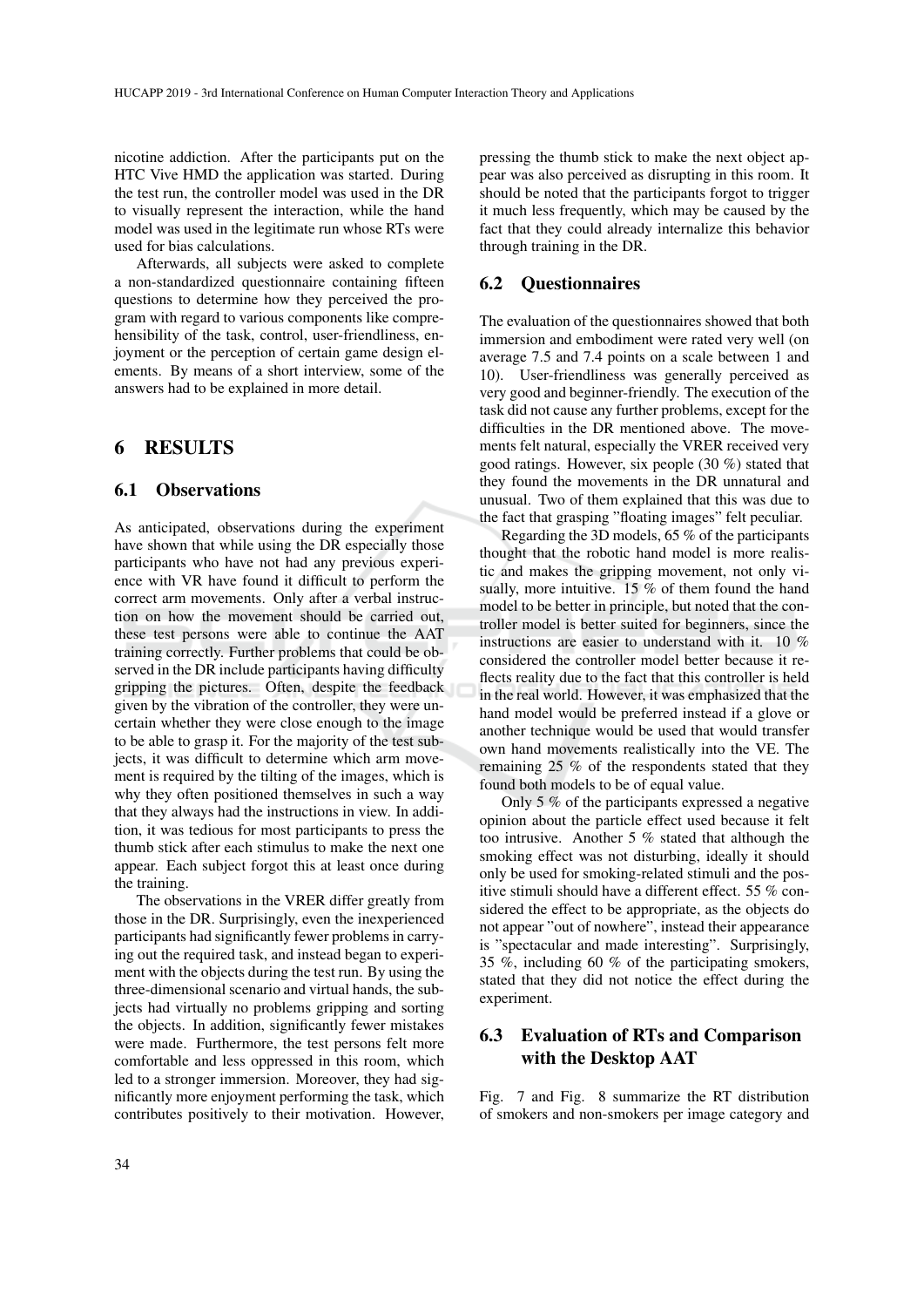nicotine addiction. After the participants put on the HTC Vive HMD the application was started. During the test run, the controller model was used in the DR to visually represent the interaction, while the hand model was used in the legitimate run whose RTs were used for bias calculations.

Afterwards, all subjects were asked to complete a non-standardized questionnaire containing fifteen questions to determine how they perceived the program with regard to various components like comprehensibility of the task, control, user-friendliness, enjoyment or the perception of certain game design elements. By means of a short interview, some of the answers had to be explained in more detail.

# 6 RESULTS

## 6.1 Observations

As anticipated, observations during the experiment have shown that while using the DR especially those participants who have not had any previous experience with VR have found it difficult to perform the correct arm movements. Only after a verbal instruction on how the movement should be carried out, these test persons were able to continue the AAT training correctly. Further problems that could be observed in the DR include participants having difficulty gripping the pictures. Often, despite the feedback given by the vibration of the controller, they were uncertain whether they were close enough to the image to be able to grasp it. For the majority of the test subjects, it was difficult to determine which arm movement is required by the tilting of the images, which is why they often positioned themselves in such a way that they always had the instructions in view. In addition, it was tedious for most participants to press the thumb stick after each stimulus to make the next one appear. Each subject forgot this at least once during the training.

The observations in the VRER differ greatly from those in the DR. Surprisingly, even the inexperienced participants had significantly fewer problems in carrying out the required task, and instead began to experiment with the objects during the test run. By using the three-dimensional scenario and virtual hands, the subjects had virtually no problems gripping and sorting the objects. In addition, significantly fewer mistakes were made. Furthermore, the test persons felt more comfortable and less oppressed in this room, which led to a stronger immersion. Moreover, they had significantly more enjoyment performing the task, which contributes positively to their motivation. However, pressing the thumb stick to make the next object appear was also perceived as disrupting in this room. It should be noted that the participants forgot to trigger it much less frequently, which may be caused by the fact that they could already internalize this behavior through training in the DR.

## 6.2 Questionnaires

The evaluation of the questionnaires showed that both immersion and embodiment were rated very well (on average 7.5 and 7.4 points on a scale between 1 and 10). User-friendliness was generally perceived as very good and beginner-friendly. The execution of the task did not cause any further problems, except for the difficulties in the DR mentioned above. The movements felt natural, especially the VRER received very good ratings. However, six people (30 %) stated that they found the movements in the DR unnatural and unusual. Two of them explained that this was due to the fact that grasping "floating images" felt peculiar.

Regarding the 3D models, 65 % of the participants thought that the robotic hand model is more realistic and makes the gripping movement, not only visually, more intuitive. 15 % of them found the hand model to be better in principle, but noted that the controller model is better suited for beginners, since the instructions are easier to understand with it. 10 % considered the controller model better because it reflects reality due to the fact that this controller is held in the real world. However, it was emphasized that the hand model would be preferred instead if a glove or another technique would be used that would transfer own hand movements realistically into the VE. The remaining 25 % of the respondents stated that they found both models to be of equal value.

Only 5 % of the participants expressed a negative opinion about the particle effect used because it felt too intrusive. Another 5 % stated that although the smoking effect was not disturbing, ideally it should only be used for smoking-related stimuli and the positive stimuli should have a different effect. 55 % considered the effect to be appropriate, as the objects do not appear "out of nowhere", instead their appearance is "spectacular and made interesting". Surprisingly, 35 %, including 60 % of the participating smokers, stated that they did not notice the effect during the experiment.

## 6.3 Evaluation of RTs and Comparison with the Desktop AAT

Fig. 7 and Fig. 8 summarize the RT distribution of smokers and non-smokers per image category and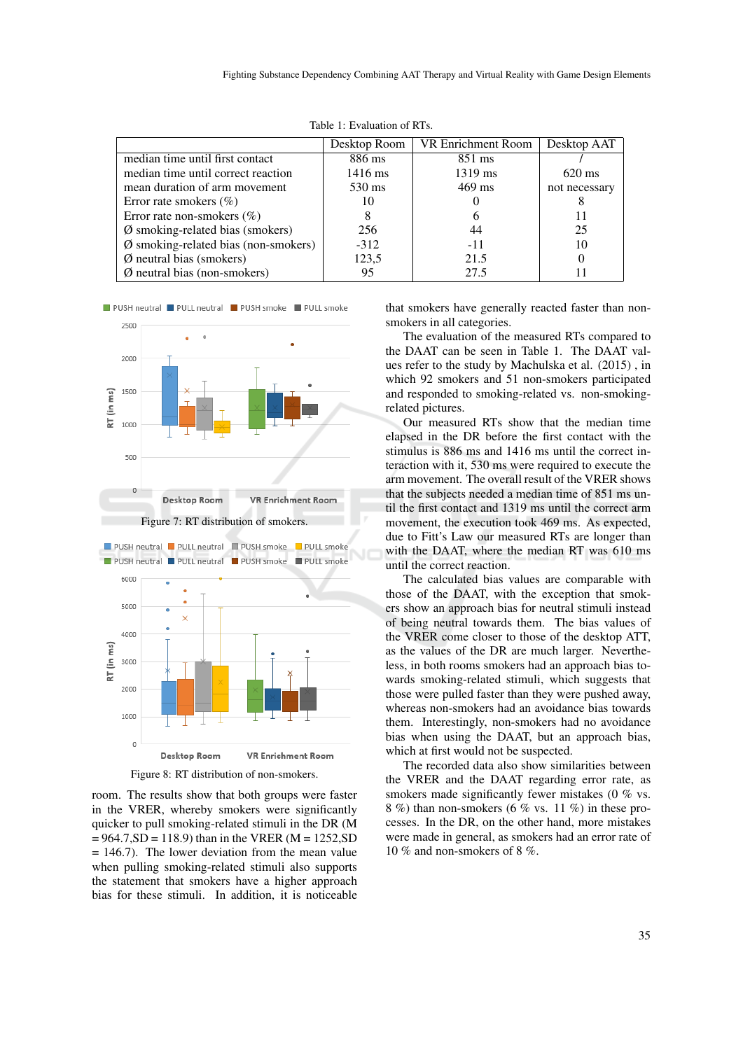Table 1: Evaluation of RTs.

| | Desktop Room | VR Enrichment Room | Desktop AAT |
|---|---|---|---|
| median time until first contact | 886 ms | 851 ms | / |
| median time until correct reaction | 1416 ms | 1319 ms | 620 ms |
| mean duration of arm movement | 530 ms | 469 ms | not necessary |
| Error rate smokers (%) | 10 | 0 | 8 |
| Error rate non-smokers (%) | 8 | 6 | 11 |
| Ø smoking-related bias (smokers) | 256 | 44 | 25 |
| Ø smoking-related bias (non-smokers) | -312 | -11 | 10 |
| Ø neutral bias (smokers) | 123,5 | 21.5 | 0 |
| Ø neutral bias (non-smokers) | 95 | 27.5 | 11 |

Figure 7: RT distribution of smokers.

Figure 8: RT distribution of non-smokers.

room. The results show that both groups were faster in the VRER, whereby smokers were significantly quicker to pull smoking-related stimuli in the DR (M = 964.7,SD = 118.9) than in the VRER (M = 1252,SD = 146.7). The lower deviation from the mean value when pulling smoking-related stimuli also supports the statement that smokers have a higher approach bias for these stimuli. In addition, it is noticeable that smokers have generally reacted faster than non-smokers in all categories.

The evaluation of the measured RTs compared to the DAAT can be seen in Table 1. The DAAT values refer to the study by Machulska et al. (2015) , in which 92 smokers and 51 non-smokers participated and responded to smoking-related vs. non-smoking-related pictures.

Our measured RTs show that the median time elapsed in the DR before the first contact with the stimulus is 886 ms and 1416 ms until the correct interaction with it, 530 ms were required to execute the arm movement. The overall result of the VRER shows that the subjects needed a median time of 851 ms until the first contact and 1319 ms until the correct arm movement, the execution took 469 ms. As expected, due to Fitt's Law our measured RTs are longer than with the DAAT, where the median RT was 610 ms until the correct reaction.

The calculated bias values are comparable with those of the DAAT, with the exception that smokers show an approach bias for neutral stimuli instead of being neutral towards them. The bias values of the VRER come closer to those of the desktop ATT, as the values of the DR are much larger. Nevertheless, in both rooms smokers had an approach bias towards smoking-related stimuli, which suggests that those were pulled faster than they were pushed away, whereas non-smokers had an avoidance bias towards them. Interestingly, non-smokers had no avoidance bias when using the DAAT, but an approach bias, which at first would not be suspected.

The recorded data also show similarities between the VRER and the DAAT regarding error rate, as smokers made significantly fewer mistakes (0 % vs. 8 %) than non-smokers (6 % vs. 11 %) in these processes. In the DR, on the other hand, more mistakes were made in general, as smokers had an error rate of 10 % and non-smokers of 8 %.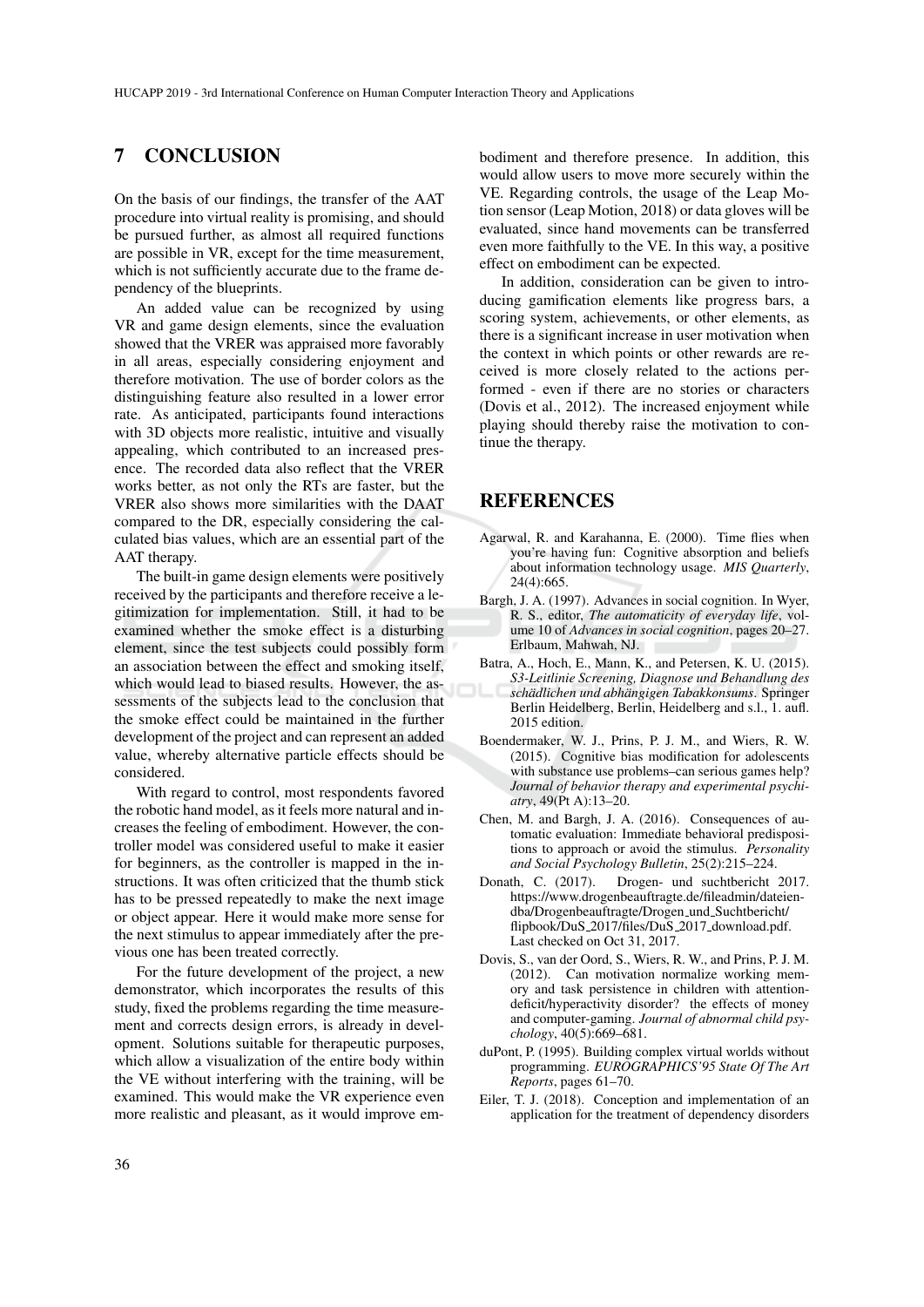## 7 CONCLUSION

On the basis of our findings, the transfer of the AAT procedure into virtual reality is promising, and should be pursued further, as almost all required functions are possible in VR, except for the time measurement, which is not sufficiently accurate due to the frame dependency of the blueprints.

An added value can be recognized by using VR and game design elements, since the evaluation showed that the VRER was appraised more favorably in all areas, especially considering enjoyment and therefore motivation. The use of border colors as the distinguishing feature also resulted in a lower error rate. As anticipated, participants found interactions with 3D objects more realistic, intuitive and visually appealing, which contributed to an increased presence. The recorded data also reflect that the VRER works better, as not only the RTs are faster, but the VRER also shows more similarities with the DAAT compared to the DR, especially considering the calculated bias values, which are an essential part of the AAT therapy.

The built-in game design elements were positively received by the participants and therefore receive a legitimization for implementation. Still, it had to be examined whether the smoke effect is a disturbing element, since the test subjects could possibly form an association between the effect and smoking itself, which would lead to biased results. However, the assessments of the subjects lead to the conclusion that the smoke effect could be maintained in the further development of the project and can represent an added value, whereby alternative particle effects should be considered.

With regard to control, most respondents favored the robotic hand model, as it feels more natural and increases the feeling of embodiment. However, the controller model was considered useful to make it easier for beginners, as the controller is mapped in the instructions. It was often criticized that the thumb stick has to be pressed repeatedly to make the next image or object appear. Here it would make more sense for the next stimulus to appear immediately after the previous one has been treated correctly.

For the future development of the project, a new demonstrator, which incorporates the results of this study, fixed the problems regarding the time measurement and corrects design errors, is already in development. Solutions suitable for therapeutic purposes, which allow a visualization of the entire body within the VE without interfering with the training, will be examined. This would make the VR experience even more realistic and pleasant, as it would improve embodiment and therefore presence. In addition, this would allow users to move more securely within the VE. Regarding controls, the usage of the Leap Motion sensor (Leap Motion, 2018) or data gloves will be evaluated, since hand movements can be transferred even more faithfully to the VE. In this way, a positive effect on embodiment can be expected.

In addition, consideration can be given to introducing gamification elements like progress bars, a scoring system, achievements, or other elements, as there is a significant increase in user motivation when the context in which points or other rewards are received is more closely related to the actions performed - even if there are no stories or characters (Dovis et al., 2012). The increased enjoyment while playing should thereby raise the motivation to continue the therapy.

## REFERENCES

Agarwal, R. and Karahanna, E. (2000). Time flies when you're having fun: Cognitive absorption and beliefs about information technology usage. *MIS Quarterly*, 24(4):665.

Bargh, J. A. (1997). Advances in social cognition. In Wyer, R. S., editor, *The automaticity of everyday life*, volume 10 of *Advances in social cognition*, pages 20–27. Erlbaum, Mahwah, NJ.

Batra, A., Hoch, E., Mann, K., and Petersen, K. U. (2015). *S3-Leitlinie Screening, Diagnose und Behandlung des schädlichen und abhängigen Tabakkonsums*. Springer Berlin Heidelberg, Berlin, Heidelberg and s.l., 1. aufl. 2015 edition.

Boendermaker, W. J., Prins, P. J. M., and Wiers, R. W. (2015). Cognitive bias modification for adolescents with substance use problems–can serious games help? *Journal of behavior therapy and experimental psychiatry*, 49(Pt A):13–20.

Chen, M. and Bargh, J. A. (2016). Consequences of automatic evaluation: Immediate behavioral predispositions to approach or avoid the stimulus. *Personality and Social Psychology Bulletin*, 25(2):215–224.

Donath, C. (2017). Drogen- und suchtbericht 2017. https://www.drogenbeauftragte.de/fileadmin/dateien-dba/Drogenbeauftragte/Drogen_und_Suchtbericht/flipbook/DuS_2017/files/DuS_2017_download.pdf. Last checked on Oct 31, 2017.

Dovis, S., van der Oord, S., Wiers, R. W., and Prins, P. J. M. (2012). Can motivation normalize working memory and task persistence in children with attention-deficit/hyperactivity disorder? the effects of money and computer-gaming. *Journal of abnormal child psychology*, 40(5):669–681.

duPont, P. (1995). Building complex virtual worlds without programming. *EUROGRAPHICS'95 State Of The Art Reports*, pages 61–70.

Eiler, T. J. (2018). Conception and implementation of an application for the treatment of dependency disorders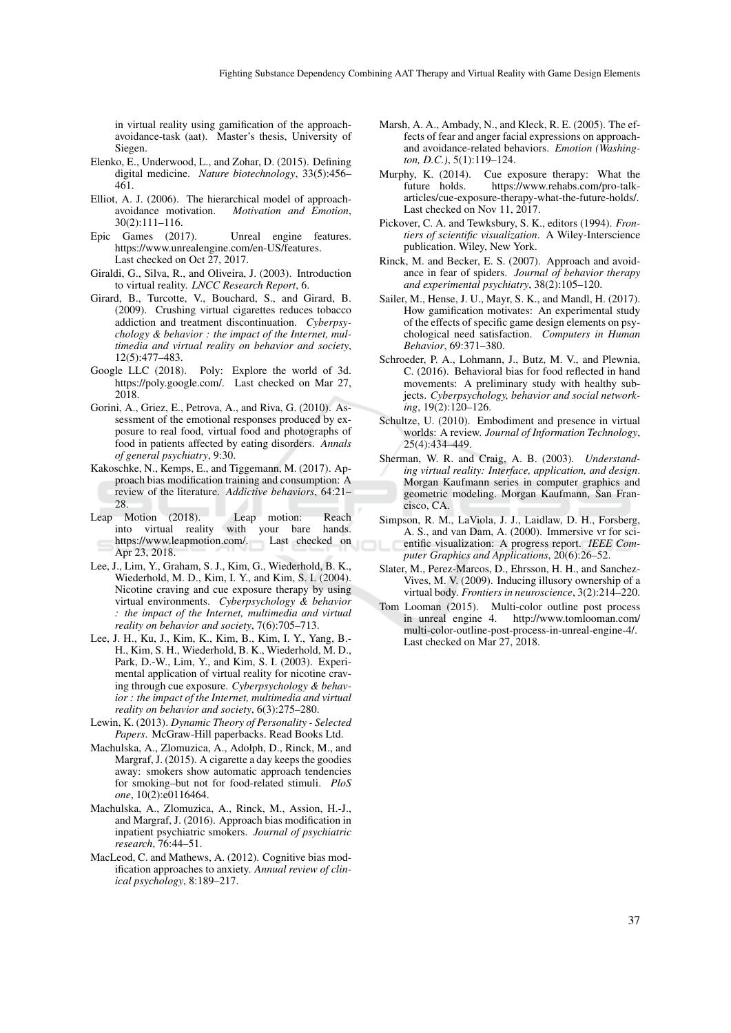in virtual reality using gamification of the approach-avoidance-task (aat). Master's thesis, University of Siegen.

Elenko, E., Underwood, L., and Zohar, D. (2015). Defining digital medicine. *Nature biotechnology*, 33(5):456–461.

Elliot, A. J. (2006). The hierarchical model of approach-avoidance motivation. *Motivation and Emotion*, 30(2):111–116.

Epic Games (2017). Unreal engine features. https://www.unrealengine.com/en-US/features. Last checked on Oct 27, 2017.

Giraldi, G., Silva, R., and Oliveira, J. (2003). Introduction to virtual reality. *LNCC Research Report*, 6.

Girard, B., Turcotte, V., Bouchard, S., and Girard, B. (2009). Crushing virtual cigarettes reduces tobacco addiction and treatment discontinuation. *Cyberpsychology & behavior : the impact of the Internet, multimedia and virtual reality on behavior and society*, 12(5):477–483.

Google LLC (2018). Poly: Explore the world of 3d. https://poly.google.com/. Last checked on Mar 27, 2018.

Gorini, A., Griez, E., Petrova, A., and Riva, G. (2010). Assessment of the emotional responses produced by exposure to real food, virtual food and photographs of food in patients affected by eating disorders. *Annals of general psychiatry*, 9:30.

Kakoschke, N., Kemps, E., and Tiggemann, M. (2017). Approach bias modification training and consumption: A review of the literature. *Addictive behaviors*, 64:21–28.

Leap Motion (2018). Leap motion: Reach into virtual reality with your bare hands. https://www.leapmotion.com/. Last checked on Apr 23, 2018.

Lee, J., Lim, Y., Graham, S. J., Kim, G., Wiederhold, B. K., Wiederhold, M. D., Kim, I. Y., and Kim, S. I. (2004). Nicotine craving and cue exposure therapy by using virtual environments. *Cyberpsychology & behavior : the impact of the Internet, multimedia and virtual reality on behavior and society*, 7(6):705–713.

Lee, J. H., Ku, J., Kim, K., Kim, B., Kim, I. Y., Yang, B.-H., Kim, S. H., Wiederhold, B. K., Wiederhold, M. D., Park, D.-W., Lim, Y., and Kim, S. I. (2003). Experimental application of virtual reality for nicotine craving through cue exposure. *Cyberpsychology & behavior : the impact of the Internet, multimedia and virtual reality on behavior and society*, 6(3):275–280.

Lewin, K. (2013). *Dynamic Theory of Personality - Selected Papers*. McGraw-Hill paperbacks. Read Books Ltd.

Machulska, A., Zlomuzica, A., Adolph, D., Rinck, M., and Margraf, J. (2015). A cigarette a day keeps the goodies away: smokers show automatic approach tendencies for smoking–but not for food-related stimuli. *PloS one*, 10(2):e0116464.

Machulska, A., Zlomuzica, A., Rinck, M., Assion, H.-J., and Margraf, J. (2016). Approach bias modification in inpatient psychiatric smokers. *Journal of psychiatric research*, 76:44–51.

MacLeod, C. and Mathews, A. (2012). Cognitive bias modification approaches to anxiety. *Annual review of clinical psychology*, 8:189–217.

Marsh, A. A., Ambady, N., and Kleck, R. E. (2005). The effects of fear and anger facial expressions on approach- and avoidance-related behaviors. *Emotion (Washington, D.C.)*, 5(1):119–124.

Murphy, K. (2014). Cue exposure therapy: What the future holds. https://www.rehabs.com/pro-talk-articles/cue-exposure-therapy-what-the-future-holds/. Last checked on Nov 11, 2017.

Pickover, C. A. and Tewksbury, S. K., editors (1994). *Frontiers of scientific visualization*. A Wiley-Interscience publication. Wiley, New York.

Rinck, M. and Becker, E. S. (2007). Approach and avoidance in fear of spiders. *Journal of behavior therapy and experimental psychiatry*, 38(2):105–120.

Sailer, M., Hense, J. U., Mayr, S. K., and Mandl, H. (2017). How gamification motivates: An experimental study of the effects of specific game design elements on psychological need satisfaction. *Computers in Human Behavior*, 69:371–380.

Schroeder, P. A., Lohmann, J., Butz, M. V., and Plewnia, C. (2016). Behavioral bias for food reflected in hand movements: A preliminary study with healthy subjects. *Cyberpsychology, behavior and social networking*, 19(2):120–126.

Schultze, U. (2010). Embodiment and presence in virtual worlds: A review. *Journal of Information Technology*, 25(4):434–449.

Sherman, W. R. and Craig, A. B. (2003). *Understanding virtual reality: Interface, application, and design*. Morgan Kaufmann series in computer graphics and geometric modeling. Morgan Kaufmann, San Francisco, CA.

Simpson, R. M., LaViola, J. J., Laidlaw, D. H., Forsberg, A. S., and van Dam, A. (2000). Immersive vr for scientific visualization: A progress report. *IEEE Computer Graphics and Applications*, 20(6):26–52.

Slater, M., Perez-Marcos, D., Ehrsson, H. H., and Sanchez-Vives, M. V. (2009). Inducing illusory ownership of a virtual body. *Frontiers in neuroscience*, 3(2):214–220.

Tom Looman (2015). Multi-color outline post process in unreal engine 4. http://www.tomlooman.com/multi-color-outline-post-process-in-unreal-engine-4/. Last checked on Mar 27, 2018.